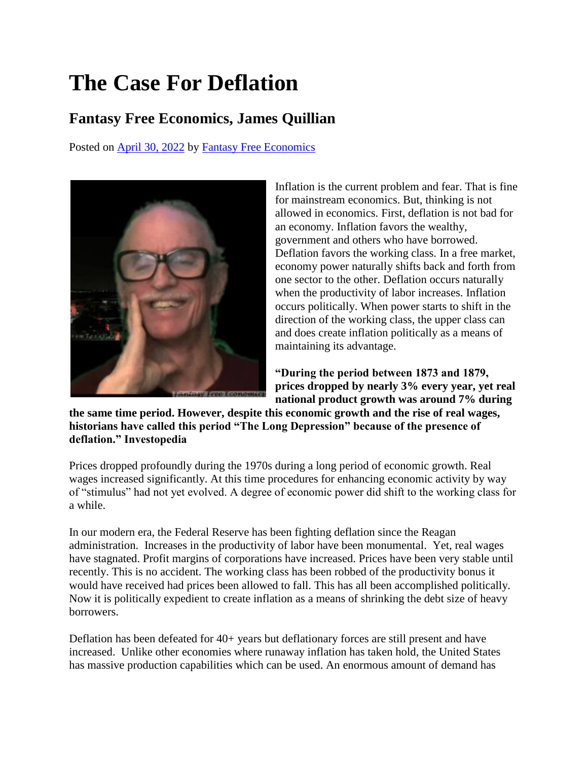# The Case For Deflation

## Fantasy Free Economics, James Quillian

Posted on April 30, 2022 by Fantasy Free Economics

Inflation is the current problem and fear. That is fine for mainstream economics. But, thinking is not allowed in economics. First, deflation is not bad for an economy. Inflation favors the wealthy, government and others who have borrowed. Deflation favors the working class. In a free market, economy power naturally shifts back and forth from one sector to the other. Deflation occurs naturally when the productivity of labor increases. Inflation occurs politically. When power starts to shift in the direction of the working class, the upper class can and does create inflation politically as a means of maintaining its advantage.

**"During the period between 1873 and 1879, prices dropped by nearly 3% every year, yet real national product growth was around 7% during the same time period. However, despite this economic growth and the rise of real wages, historians have called this period "The Long Depression" because of the presence of deflation." Investopedia**

Prices dropped profoundly during the 1970s during a long period of economic growth. Real wages increased significantly. At this time procedures for enhancing economic activity by way of "stimulus" had not yet evolved. A degree of economic power did shift to the working class for a while.

In our modern era, the Federal Reserve has been fighting deflation since the Reagan administration. Increases in the productivity of labor have been monumental. Yet, real wages have stagnated. Profit margins of corporations have increased. Prices have been very stable until recently. This is no accident. The working class has been robbed of the productivity bonus it would have received had prices been allowed to fall. This has all been accomplished politically. Now it is politically expedient to create inflation as a means of shrinking the debt size of heavy borrowers.

Deflation has been defeated for 40+ years but deflationary forces are still present and have increased. Unlike other economies where runaway inflation has taken hold, the United States has massive production capabilities which can be used. An enormous amount of demand has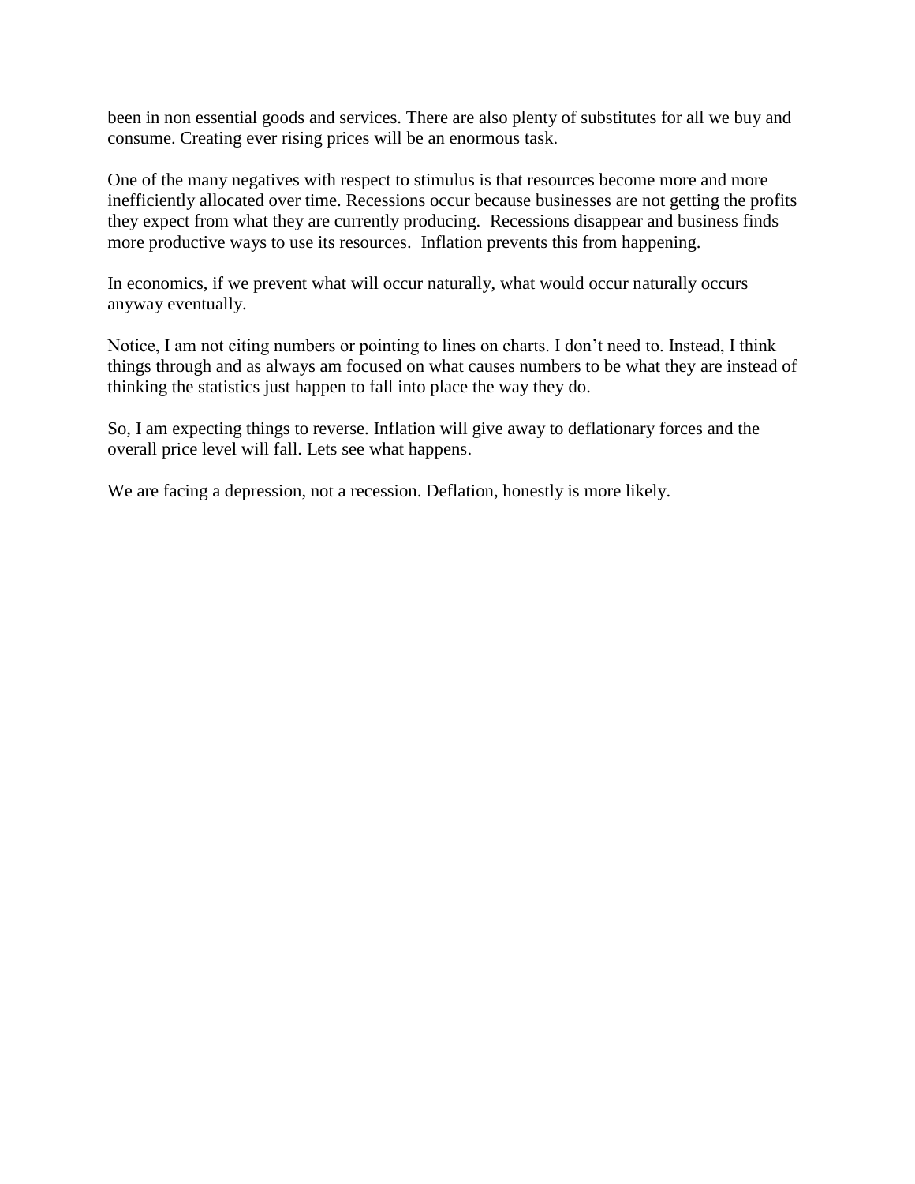been in non essential goods and services. There are also plenty of substitutes for all we buy and consume. Creating ever rising prices will be an enormous task.

One of the many negatives with respect to stimulus is that resources become more and more inefficiently allocated over time. Recessions occur because businesses are not getting the profits they expect from what they are currently producing. Recessions disappear and business finds more productive ways to use its resources. Inflation prevents this from happening.

In economics, if we prevent what will occur naturally, what would occur naturally occurs anyway eventually.

Notice, I am not citing numbers or pointing to lines on charts. I don't need to. Instead, I think things through and as always am focused on what causes numbers to be what they are instead of thinking the statistics just happen to fall into place the way they do.

So, I am expecting things to reverse. Inflation will give away to deflationary forces and the overall price level will fall. Lets see what happens.

We are facing a depression, not a recession. Deflation, honestly is more likely.